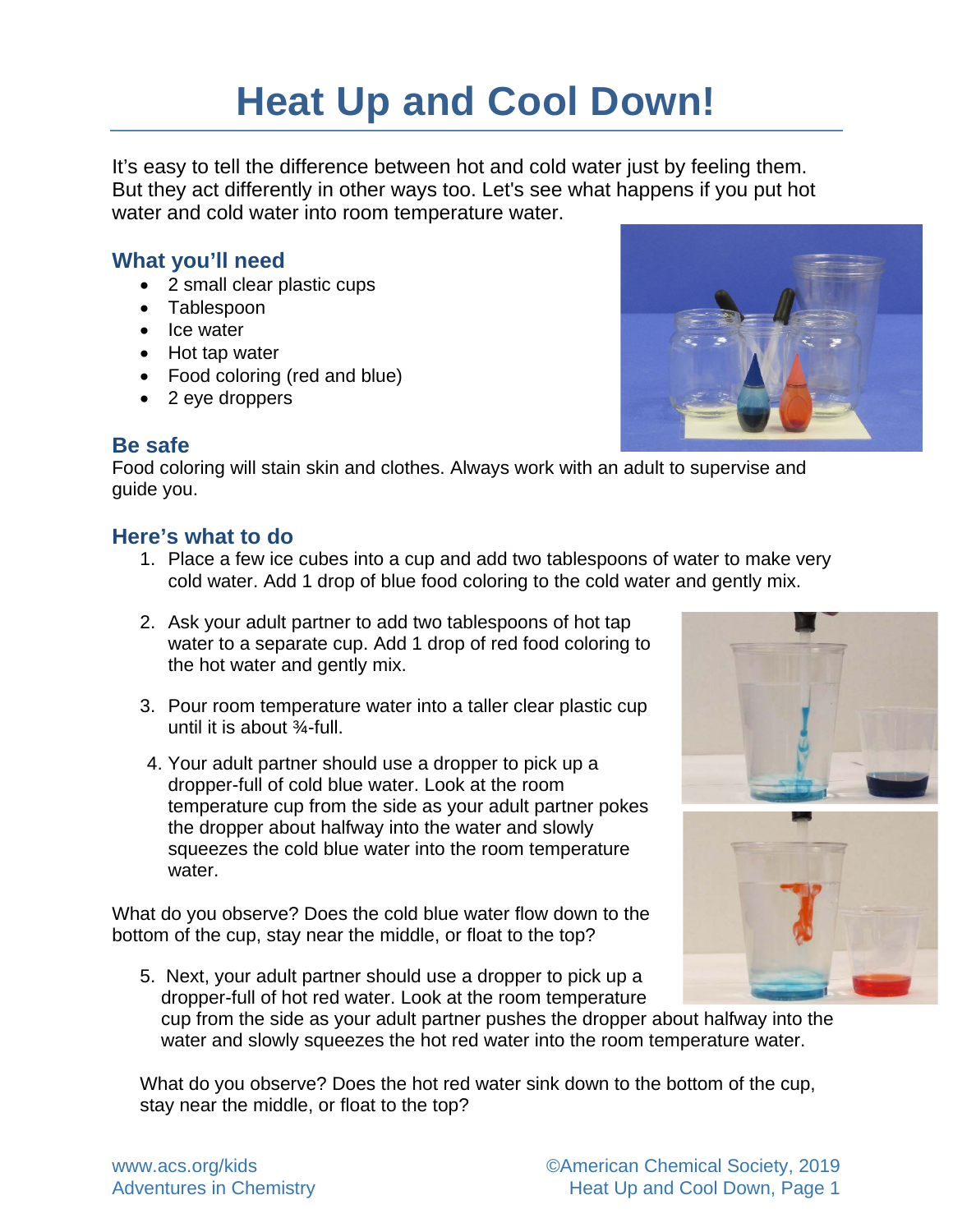# Heat Up and Cool Down!

It's easy to tell the difference between hot and cold water just by feeling them. But they act differently in other ways too. Let's see what happens if you put hot water and cold water into room temperature water.

## What you'll need

- 2 small clear plastic cups
- Tablespoon
- Ice water
- Hot tap water
- Food coloring (red and blue)
- 2 eye droppers

## Be safe

Food coloring will stain skin and clothes. Always work with an adult to supervise and guide you.

## Here's what to do

1. Place a few ice cubes into a cup and add two tablespoons of water to make very cold water. Add 1 drop of blue food coloring to the cold water and gently mix.

2. Ask your adult partner to add two tablespoons of hot tap water to a separate cup. Add 1 drop of red food coloring to the hot water and gently mix.

3. Pour room temperature water into a taller clear plastic cup until it is about ¾-full.

4. Your adult partner should use a dropper to pick up a dropper-full of cold blue water. Look at the room temperature cup from the side as your adult partner pokes the dropper about halfway into the water and slowly squeezes the cold blue water into the room temperature water.

What do you observe? Does the cold blue water flow down to the bottom of the cup, stay near the middle, or float to the top?

5. Next, your adult partner should use a dropper to pick up a dropper-full of hot red water. Look at the room temperature cup from the side as your adult partner pushes the dropper about halfway into the water and slowly squeezes the hot red water into the room temperature water.

What do you observe? Does the hot red water sink down to the bottom of the cup, stay near the middle, or float to the top?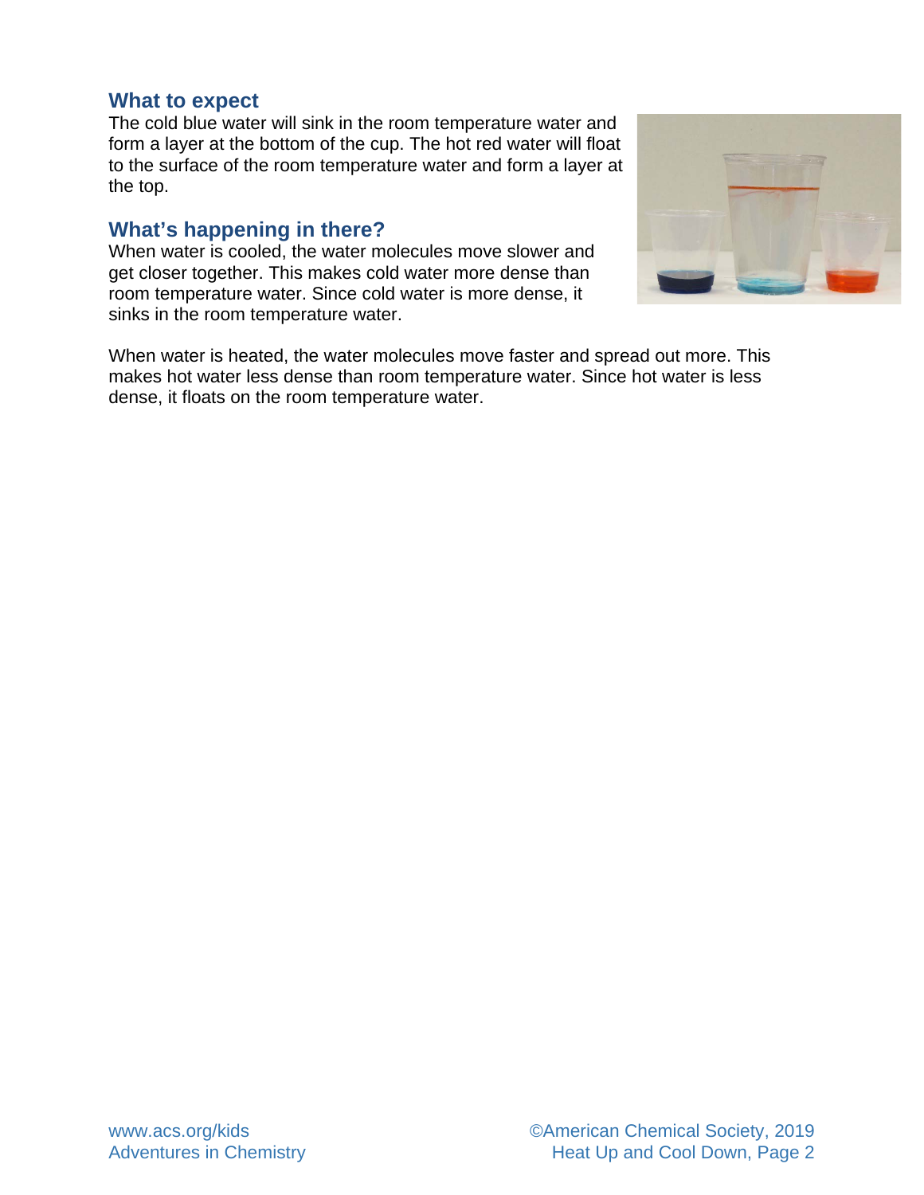## What to expect

The cold blue water will sink in the room temperature water and form a layer at the bottom of the cup. The hot red water will float to the surface of the room temperature water and form a layer at the top.

## What's happening in there?

When water is cooled, the water molecules move slower and get closer together. This makes cold water more dense than room temperature water. Since cold water is more dense, it sinks in the room temperature water.

When water is heated, the water molecules move faster and spread out more. This makes hot water less dense than room temperature water. Since hot water is less dense, it floats on the room temperature water.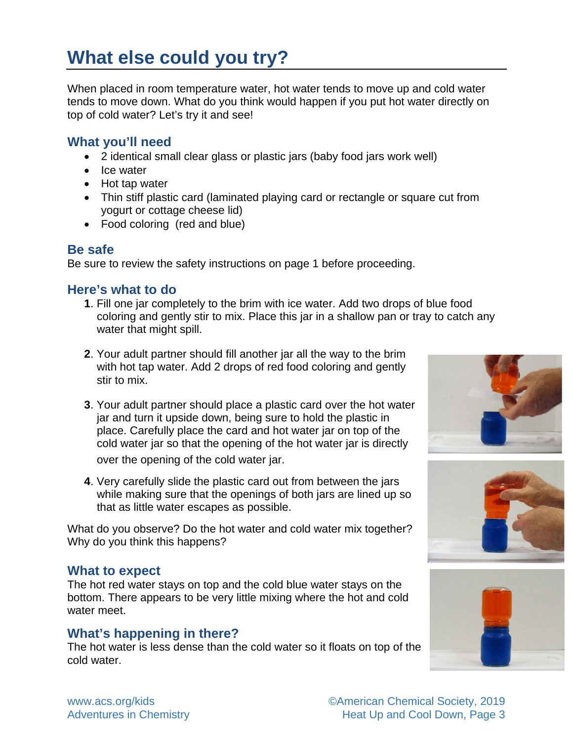# What else could you try?

When placed in room temperature water, hot water tends to move up and cold water tends to move down. What do you think would happen if you put hot water directly on top of cold water? Let's try it and see!

## What you'll need

- 2 identical small clear glass or plastic jars (baby food jars work well)
- Ice water
- Hot tap water
- Thin stiff plastic card (laminated playing card or rectangle or square cut from yogurt or cottage cheese lid)
- Food coloring (red and blue)

## Be safe

Be sure to review the safety instructions on page 1 before proceeding.

## Here's what to do

1. Fill one jar completely to the brim with ice water. Add two drops of blue food coloring and gently stir to mix. Place this jar in a shallow pan or tray to catch any water that might spill.

2. Your adult partner should fill another jar all the way to the brim with hot tap water. Add 2 drops of red food coloring and gently stir to mix.

3. Your adult partner should place a plastic card over the hot water jar and turn it upside down, being sure to hold the plastic in place. Carefully place the card and hot water jar on top of the cold water jar so that the opening of the hot water jar is directly over the opening of the cold water jar.

4. Very carefully slide the plastic card out from between the jars while making sure that the openings of both jars are lined up so that as little water escapes as possible.

What do you observe? Do the hot water and cold water mix together? Why do you think this happens?

## What to expect

The hot red water stays on top and the cold blue water stays on the bottom. There appears to be very little mixing where the hot and cold water meet.

## What's happening in there?

The hot water is less dense than the cold water so it floats on top of the cold water.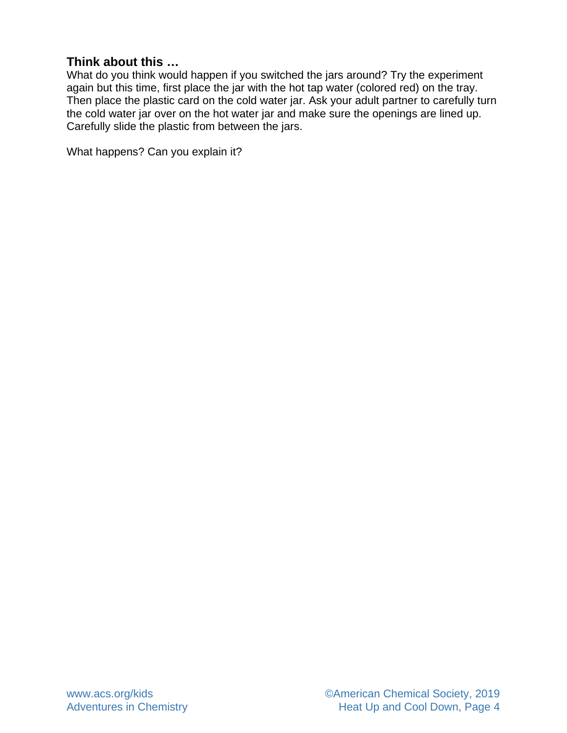### Think about this …

What do you think would happen if you switched the jars around? Try the experiment again but this time, first place the jar with the hot tap water (colored red) on the tray. Then place the plastic card on the cold water jar. Ask your adult partner to carefully turn the cold water jar over on the hot water jar and make sure the openings are lined up. Carefully slide the plastic from between the jars.

What happens? Can you explain it?